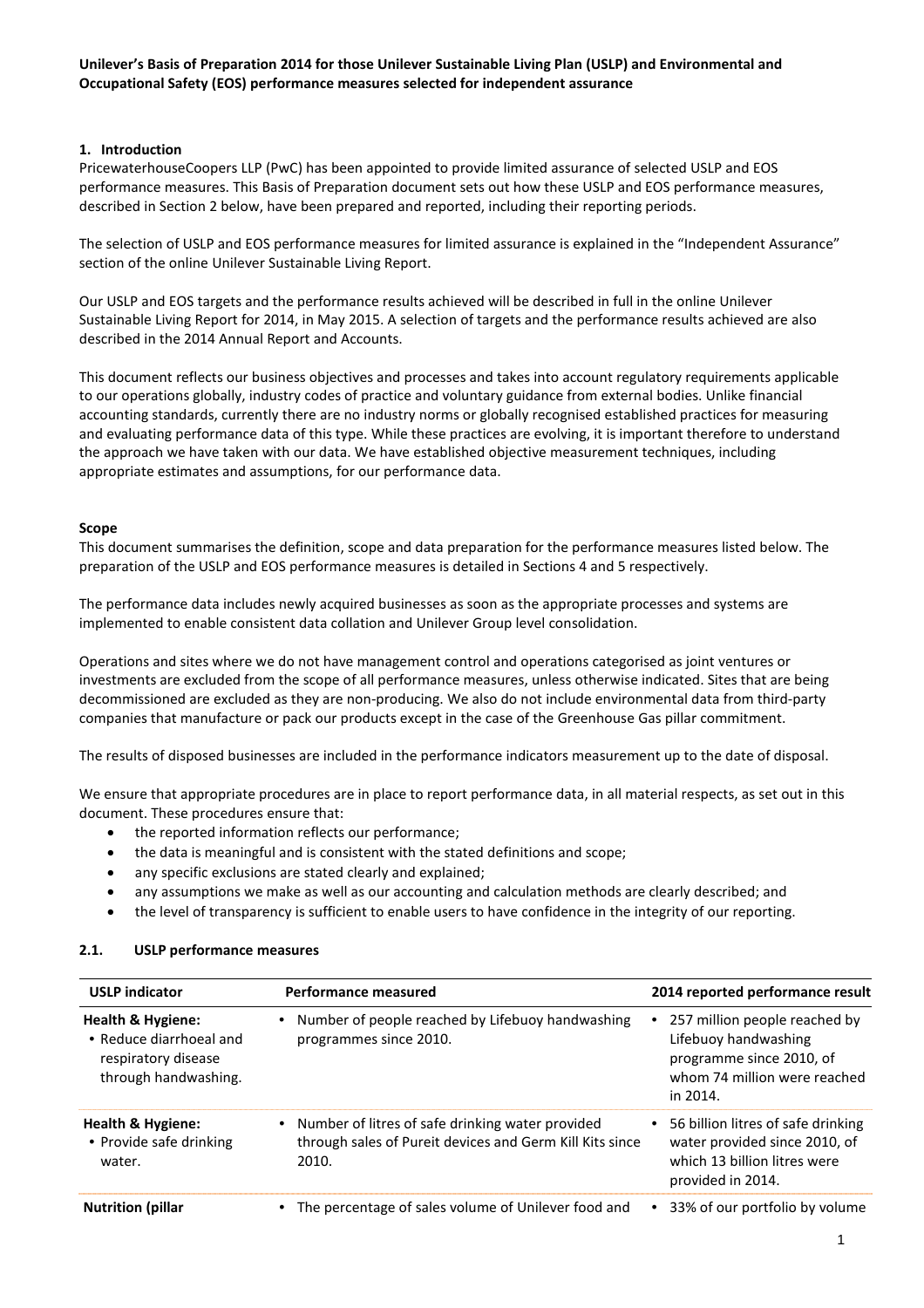**Unilever's Basis of Preparation 2014 for those Unilever Sustainable Living Plan (USLP) and Environmental and Occupational Safety (EOS) performance measures selected for independent assurance**

## 1. Introduction

PricewaterhouseCoopers LLP (PwC) has been appointed to provide limited assurance of selected USLP and EOS performance measures. This Basis of Preparation document sets out how these USLP and EOS performance measures, described in Section 2 below, have been prepared and reported, including their reporting periods.

The selection of USLP and EOS performance measures for limited assurance is explained in the "Independent Assurance" section of the online Unilever Sustainable Living Report.

Our USLP and EOS targets and the performance results achieved will be described in full in the online Unilever Sustainable Living Report for 2014, in May 2015. A selection of targets and the performance results achieved are also described in the 2014 Annual Report and Accounts.

This document reflects our business objectives and processes and takes into account regulatory requirements applicable to our operations globally, industry codes of practice and voluntary guidance from external bodies. Unlike financial accounting standards, currently there are no industry norms or globally recognised established practices for measuring and evaluating performance data of this type. While these practices are evolving, it is important therefore to understand the approach we have taken with our data. We have established objective measurement techniques, including appropriate estimates and assumptions, for our performance data.

### Scope

This document summarises the definition, scope and data preparation for the performance measures listed below. The preparation of the USLP and EOS performance measures is detailed in Sections 4 and 5 respectively.

The performance data includes newly acquired businesses as soon as the appropriate processes and systems are implemented to enable consistent data collation and Unilever Group level consolidation.

Operations and sites where we do not have management control and operations categorised as joint ventures or investments are excluded from the scope of all performance measures, unless otherwise indicated. Sites that are being decommissioned are excluded as they are non-producing. We also do not include environmental data from third-party companies that manufacture or pack our products except in the case of the Greenhouse Gas pillar commitment.

The results of disposed businesses are included in the performance indicators measurement up to the date of disposal.

We ensure that appropriate procedures are in place to report performance data, in all material respects, as set out in this document. These procedures ensure that:

- the reported information reflects our performance;
- the data is meaningful and is consistent with the stated definitions and scope;
- any specific exclusions are stated clearly and explained;
- any assumptions we make as well as our accounting and calculation methods are clearly described; and
- the level of transparency is sufficient to enable users to have confidence in the integrity of our reporting.

## 2.1. USLP performance measures

| USLP indicator | Performance measured | 2014 reported performance result |
|---|---|---|
| **Health & Hygiene:** • Reduce diarrhoeal and respiratory disease through handwashing. | • Number of people reached by Lifebuoy handwashing programmes since 2010. | • 257 million people reached by Lifebuoy handwashing programme since 2010, of whom 74 million were reached in 2014. |
| **Health & Hygiene:** • Provide safe drinking water. | • Number of litres of safe drinking water provided through sales of Pureit devices and Germ Kill Kits since 2010. | • 56 billion litres of safe drinking water provided since 2010, of which 13 billion litres were provided in 2014. |
| **Nutrition (pillar** | • The percentage of sales volume of Unilever food and | • 33% of our portfolio by volume |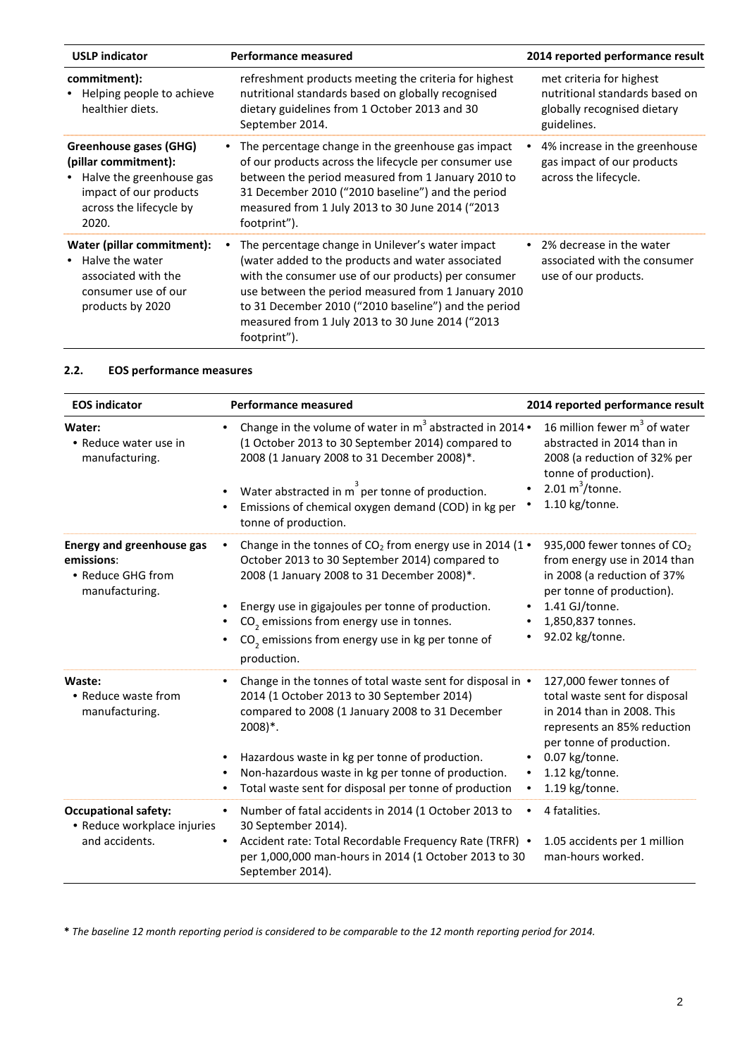| USLP indicator | Performance measured | 2014 reported performance result |
|---|---|---|
| commitment):<br>• Helping people to achieve healthier diets. | refreshment products meeting the criteria for highest nutritional standards based on globally recognised dietary guidelines from 1 October 2013 and 30 September 2014. | met criteria for highest nutritional standards based on globally recognised dietary guidelines. |
| **Greenhouse gases (GHG) (pillar commitment):**<br>• Halve the greenhouse gas impact of our products across the lifecycle by 2020. | • The percentage change in the greenhouse gas impact of our products across the lifecycle per consumer use between the period measured from 1 January 2010 to 31 December 2010 ("2010 baseline") and the period measured from 1 July 2013 to 30 June 2014 ("2013 footprint"). | • 4% increase in the greenhouse gas impact of our products across the lifecycle. |
| **Water (pillar commitment):**<br>• Halve the water associated with the consumer use of our products by 2020 | • The percentage change in Unilever's water impact (water added to the products and water associated with the consumer use of our products) per consumer use between the period measured from 1 January 2010 to 31 December 2010 ("2010 baseline") and the period measured from 1 July 2013 to 30 June 2014 ("2013 footprint"). | • 2% decrease in the water associated with the consumer use of our products. |

### 2.2. EOS performance measures

| EOS indicator | Performance measured | 2014 reported performance result |
|---|---|---|
| **Water:**<br>• Reduce water use in manufacturing. | • Change in the volume of water in $m^3$ abstracted in 2014 (1 October 2013 to 30 September 2014) compared to 2008 (1 January 2008 to 31 December 2008)*.<br>• Water abstracted in $m^3$ per tonne of production.<br>• Emissions of chemical oxygen demand (COD) in kg per tonne of production. | • 16 million fewer $m^3$ of water abstracted in 2014 than in 2008 (a reduction of 32% per tonne of production).<br>• 2.01 $m^3$/tonne.<br>• 1.10 kg/tonne. |
| **Energy and greenhouse gas emissions**:<br>• Reduce GHG from manufacturing. | • Change in the tonnes of $CO_2$ from energy use in 2014 (1 October 2013 to 30 September 2014) compared to 2008 (1 January 2008 to 31 December 2008)*.<br>• Energy use in gigajoules per tonne of production.<br>• $CO_2$ emissions from energy use in tonnes.<br>• $CO_2$ emissions from energy use in kg per tonne of production. | • 935,000 fewer tonnes of $CO_2$ from energy use in 2014 than in 2008 (a reduction of 37% per tonne of production).<br>• 1.41 GJ/tonne.<br>• 1,850,837 tonnes.<br>• 92.02 kg/tonne. |
| **Waste:**<br>• Reduce waste from manufacturing. | • Change in the tonnes of total waste sent for disposal in 2014 (1 October 2013 to 30 September 2014) compared to 2008 (1 January 2008 to 31 December 2008)*.<br>• Hazardous waste in kg per tonne of production.<br>• Non-hazardous waste in kg per tonne of production.<br>• Total waste sent for disposal per tonne of production | • 127,000 fewer tonnes of total waste sent for disposal in 2014 than in 2008. This represents an 85% reduction per tonne of production.<br>• 0.07 kg/tonne.<br>• 1.12 kg/tonne.<br>• 1.19 kg/tonne. |
| **Occupational safety:**<br>• Reduce workplace injuries and accidents. | • Number of fatal accidents in 2014 (1 October 2013 to 30 September 2014).<br>• Accident rate: Total Recordable Frequency Rate (TRFR) per 1,000,000 man-hours in 2014 (1 October 2013 to 30 September 2014). | • 4 fatalities.<br>• 1.05 accidents per 1 million man-hours worked. |

**\*** *The baseline 12 month reporting period is considered to be comparable to the 12 month reporting period for 2014.*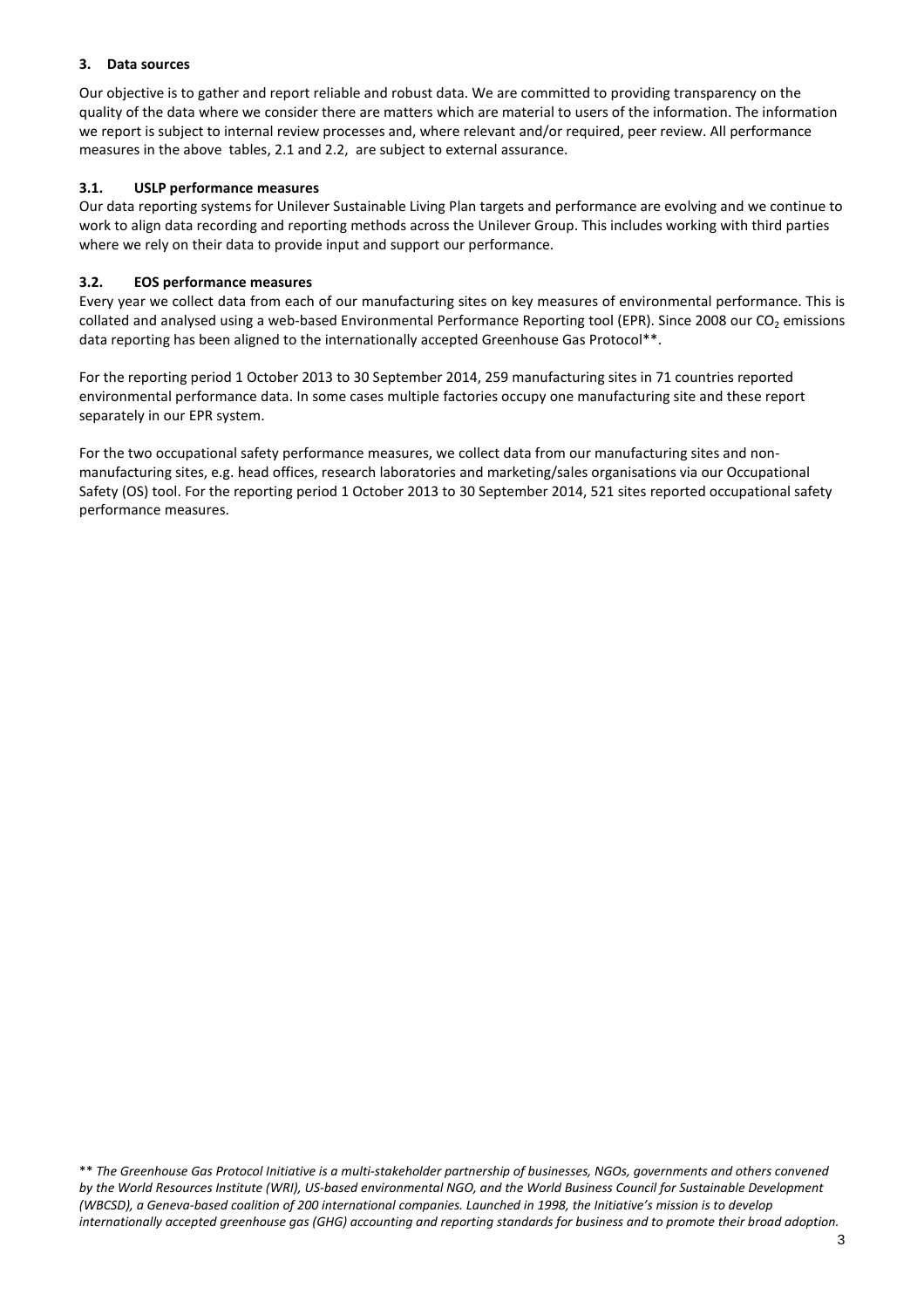## 3. Data sources

Our objective is to gather and report reliable and robust data. We are committed to providing transparency on the quality of the data where we consider there are matters which are material to users of the information. The information we report is subject to internal review processes and, where relevant and/or required, peer review. All performance measures in the above tables, 2.1 and 2.2, are subject to external assurance.

### 3.1. USLP performance measures

Our data reporting systems for Unilever Sustainable Living Plan targets and performance are evolving and we continue to work to align data recording and reporting methods across the Unilever Group. This includes working with third parties where we rely on their data to provide input and support our performance.

### 3.2. EOS performance measures

Every year we collect data from each of our manufacturing sites on key measures of environmental performance. This is collated and analysed using a web-based Environmental Performance Reporting tool (EPR). Since 2008 our $CO_2$ emissions data reporting has been aligned to the internationally accepted Greenhouse Gas Protocol**.

For the reporting period 1 October 2013 to 30 September 2014, 259 manufacturing sites in 71 countries reported environmental performance data. In some cases multiple factories occupy one manufacturing site and these report separately in our EPR system.

For the two occupational safety performance measures, we collect data from our manufacturing sites and non-manufacturing sites, e.g. head offices, research laboratories and marketing/sales organisations via our Occupational Safety (OS) tool. For the reporting period 1 October 2013 to 30 September 2014, 521 sites reported occupational safety performance measures.

** *The Greenhouse Gas Protocol Initiative is a multi-stakeholder partnership of businesses, NGOs, governments and others convened by the World Resources Institute (WRI), US-based environmental NGO, and the World Business Council for Sustainable Development (WBCSD), a Geneva-based coalition of 200 international companies. Launched in 1998, the Initiative's mission is to develop internationally accepted greenhouse gas (GHG) accounting and reporting standards for business and to promote their broad adoption.*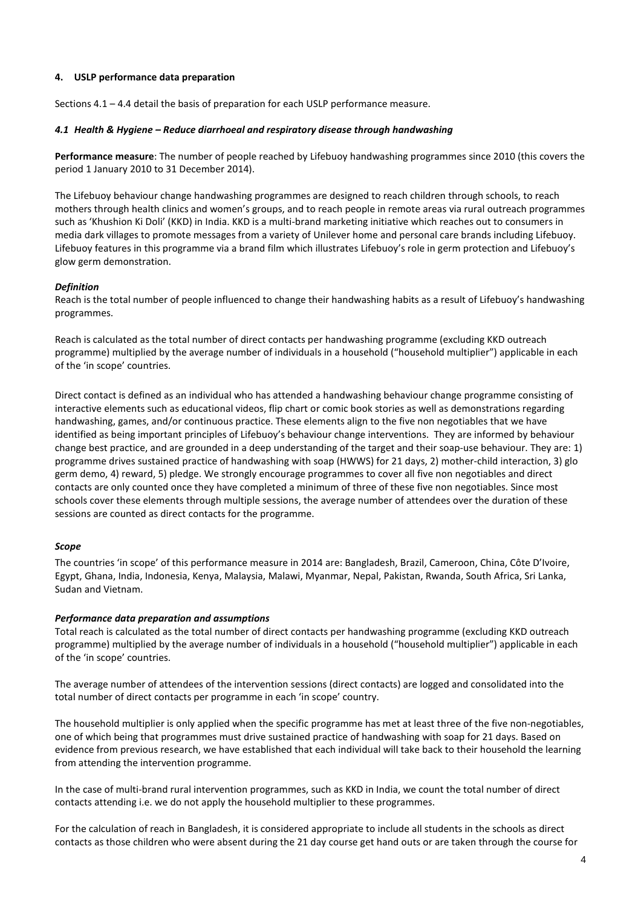## 4. USLP performance data preparation

Sections 4.1 – 4.4 detail the basis of preparation for each USLP performance measure.

### *4.1 Health & Hygiene – Reduce diarrhoeal and respiratory disease through handwashing*

**Performance measure**: The number of people reached by Lifebuoy handwashing programmes since 2010 (this covers the period 1 January 2010 to 31 December 2014).

The Lifebuoy behaviour change handwashing programmes are designed to reach children through schools, to reach mothers through health clinics and women's groups, and to reach people in remote areas via rural outreach programmes such as 'Khushion Ki Doli' (KKD) in India. KKD is a multi-brand marketing initiative which reaches out to consumers in media dark villages to promote messages from a variety of Unilever home and personal care brands including Lifebuoy. Lifebuoy features in this programme via a brand film which illustrates Lifebuoy's role in germ protection and Lifebuoy's glow germ demonstration.

#### *Definition*

Reach is the total number of people influenced to change their handwashing habits as a result of Lifebuoy's handwashing programmes.

Reach is calculated as the total number of direct contacts per handwashing programme (excluding KKD outreach programme) multiplied by the average number of individuals in a household ("household multiplier") applicable in each of the 'in scope' countries.

Direct contact is defined as an individual who has attended a handwashing behaviour change programme consisting of interactive elements such as educational videos, flip chart or comic book stories as well as demonstrations regarding handwashing, games, and/or continuous practice. These elements align to the five non negotiables that we have identified as being important principles of Lifebuoy's behaviour change interventions. They are informed by behaviour change best practice, and are grounded in a deep understanding of the target and their soap-use behaviour. They are: 1) programme drives sustained practice of handwashing with soap (HWWS) for 21 days, 2) mother-child interaction, 3) glo germ demo, 4) reward, 5) pledge. We strongly encourage programmes to cover all five non negotiables and direct contacts are only counted once they have completed a minimum of three of these five non negotiables. Since most schools cover these elements through multiple sessions, the average number of attendees over the duration of these sessions are counted as direct contacts for the programme.

#### *Scope*

The countries 'in scope' of this performance measure in 2014 are: Bangladesh, Brazil, Cameroon, China, Côte D'Ivoire, Egypt, Ghana, India, Indonesia, Kenya, Malaysia, Malawi, Myanmar, Nepal, Pakistan, Rwanda, South Africa, Sri Lanka, Sudan and Vietnam.

#### *Performance data preparation and assumptions*

Total reach is calculated as the total number of direct contacts per handwashing programme (excluding KKD outreach programme) multiplied by the average number of individuals in a household ("household multiplier") applicable in each of the 'in scope' countries.

The average number of attendees of the intervention sessions (direct contacts) are logged and consolidated into the total number of direct contacts per programme in each 'in scope' country.

The household multiplier is only applied when the specific programme has met at least three of the five non-negotiables, one of which being that programmes must drive sustained practice of handwashing with soap for 21 days. Based on evidence from previous research, we have established that each individual will take back to their household the learning from attending the intervention programme.

In the case of multi-brand rural intervention programmes, such as KKD in India, we count the total number of direct contacts attending i.e. we do not apply the household multiplier to these programmes.

For the calculation of reach in Bangladesh, it is considered appropriate to include all students in the schools as direct contacts as those children who were absent during the 21 day course get hand outs or are taken through the course for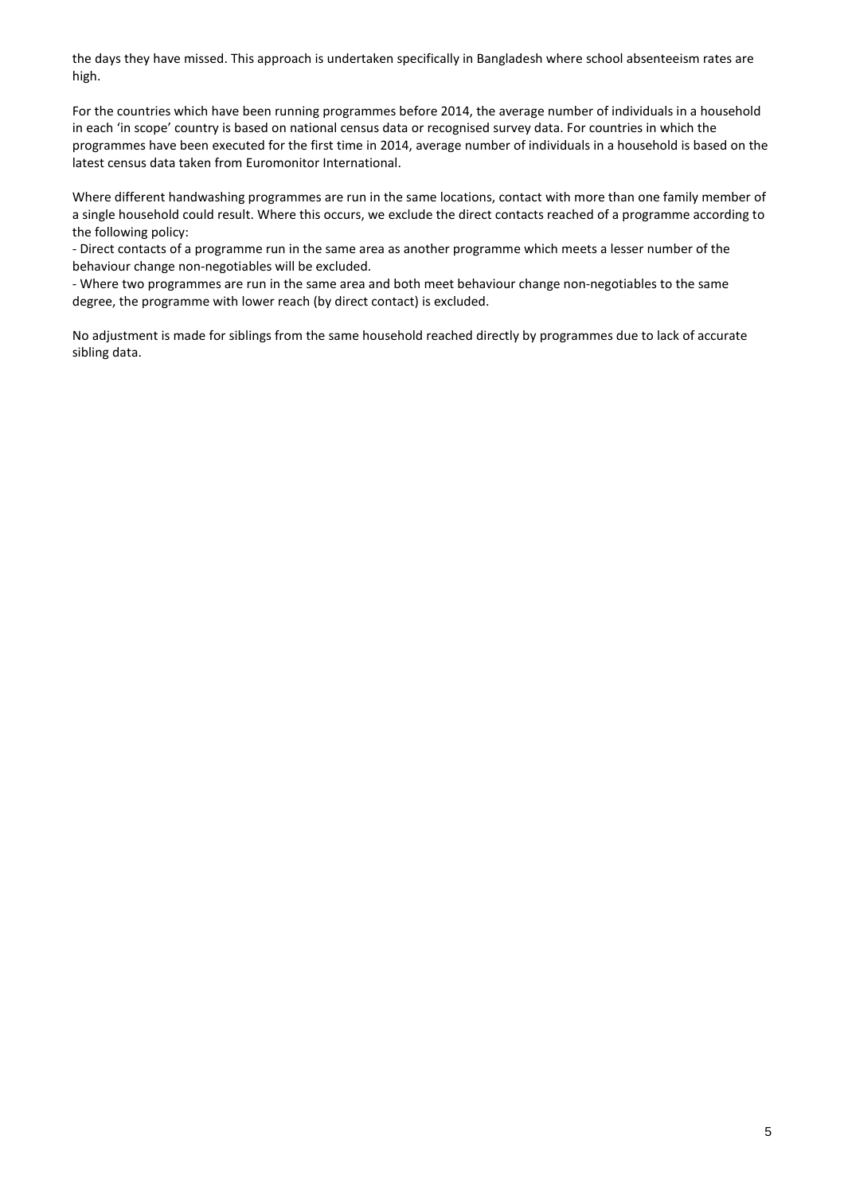the days they have missed. This approach is undertaken specifically in Bangladesh where school absenteeism rates are high.

For the countries which have been running programmes before 2014, the average number of individuals in a household in each 'in scope' country is based on national census data or recognised survey data. For countries in which the programmes have been executed for the first time in 2014, average number of individuals in a household is based on the latest census data taken from Euromonitor International.

Where different handwashing programmes are run in the same locations, contact with more than one family member of a single household could result. Where this occurs, we exclude the direct contacts reached of a programme according to the following policy:

- Direct contacts of a programme run in the same area as another programme which meets a lesser number of the behaviour change non-negotiables will be excluded.
- Where two programmes are run in the same area and both meet behaviour change non-negotiables to the same degree, the programme with lower reach (by direct contact) is excluded.

No adjustment is made for siblings from the same household reached directly by programmes due to lack of accurate sibling data.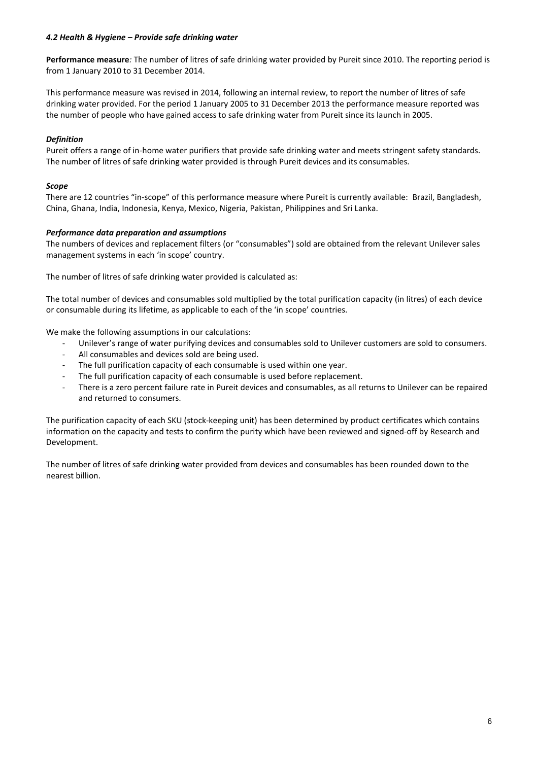#### *4.2 Health & Hygiene – Provide safe drinking water*

**Performance measure***:* The number of litres of safe drinking water provided by Pureit since 2010. The reporting period is from 1 January 2010 to 31 December 2014.

This performance measure was revised in 2014, following an internal review, to report the number of litres of safe drinking water provided. For the period 1 January 2005 to 31 December 2013 the performance measure reported was the number of people who have gained access to safe drinking water from Pureit since its launch in 2005.

***Definition***

Pureit offers a range of in-home water purifiers that provide safe drinking water and meets stringent safety standards. The number of litres of safe drinking water provided is through Pureit devices and its consumables.

***Scope***

There are 12 countries "in-scope" of this performance measure where Pureit is currently available: Brazil, Bangladesh, China, Ghana, India, Indonesia, Kenya, Mexico, Nigeria, Pakistan, Philippines and Sri Lanka.

***Performance data preparation and assumptions***

The numbers of devices and replacement filters (or "consumables") sold are obtained from the relevant Unilever sales management systems in each 'in scope' country.

The number of litres of safe drinking water provided is calculated as:

The total number of devices and consumables sold multiplied by the total purification capacity (in litres) of each device or consumable during its lifetime, as applicable to each of the 'in scope' countries.

We make the following assumptions in our calculations:

- Unilever's range of water purifying devices and consumables sold to Unilever customers are sold to consumers.
- All consumables and devices sold are being used.
- The full purification capacity of each consumable is used within one year.
- The full purification capacity of each consumable is used before replacement.
- There is a zero percent failure rate in Pureit devices and consumables, as all returns to Unilever can be repaired and returned to consumers.

The purification capacity of each SKU (stock-keeping unit) has been determined by product certificates which contains information on the capacity and tests to confirm the purity which have been reviewed and signed-off by Research and Development.

The number of litres of safe drinking water provided from devices and consumables has been rounded down to the nearest billion.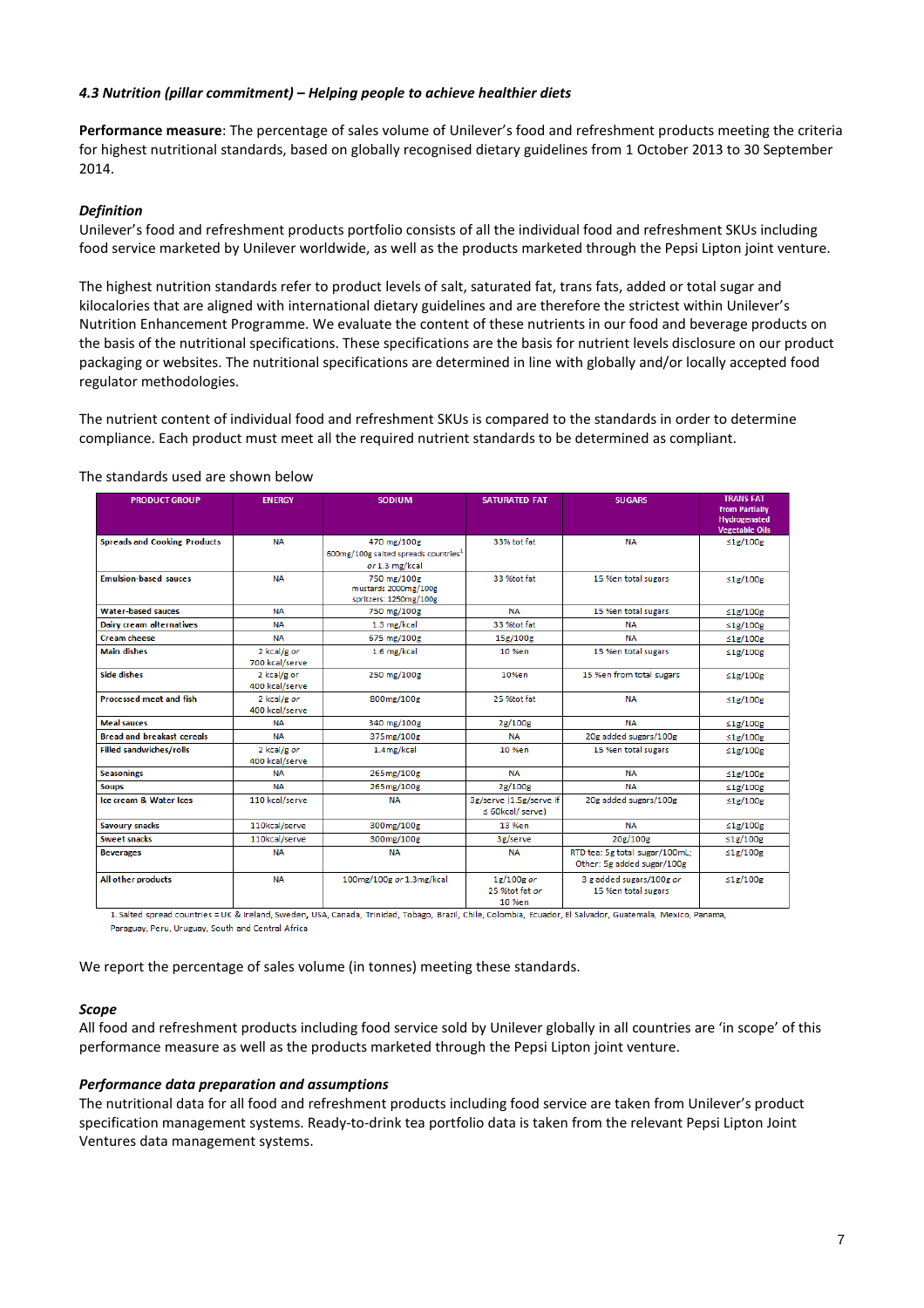*4.3 Nutrition (pillar commitment) – Helping people to achieve healthier diets*

**Performance measure**: The percentage of sales volume of Unilever's food and refreshment products meeting the criteria for highest nutritional standards, based on globally recognised dietary guidelines from 1 October 2013 to 30 September 2014.

***Definition***

Unilever's food and refreshment products portfolio consists of all the individual food and refreshment SKUs including food service marketed by Unilever worldwide, as well as the products marketed through the Pepsi Lipton joint venture.

The highest nutrition standards refer to product levels of salt, saturated fat, trans fats, added or total sugar and kilocalories that are aligned with international dietary guidelines and are therefore the strictest within Unilever's Nutrition Enhancement Programme. We evaluate the content of these nutrients in our food and beverage products on the basis of the nutritional specifications. These specifications are the basis for nutrient levels disclosure on our product packaging or websites. The nutritional specifications are determined in line with globally and/or locally accepted food regulator methodologies.

The nutrient content of individual food and refreshment SKUs is compared to the standards in order to determine compliance. Each product must meet all the required nutrient standards to be determined as compliant.

The standards used are shown below

| PRODUCT GROUP | ENERGY | SODIUM | SATURATED FAT | SUGARS | TRANS FAT from Partially Hydrogenated Vegetable Oils |
|---|---|---|---|---|---|
| Spreads and Cooking Products | NA | 470 mg/100g 600mg/100g salted spreads countries[1] *or* 1.3 mg/kcal | 33% tot fat | NA | ≤1g/100g |
| Emulsion-based sauces | NA | 750 mg/100g mustards 2000mg/100g spritzers: 1250mg/100g | 33 %tot fat | 15 %en total sugars | ≤1g/100g |
| Water-based sauces | NA | 750 mg/100g | NA | 15 %en total sugars | ≤1g/100g |
| Dairy cream alternatives | NA | 1.3 mg/kcal | 33 %tot fat | NA | ≤1g/100g |
| Cream cheese | NA | 675 mg/100g | 15g/100g | NA | ≤1g/100g |
| Main dishes | 2 kcal/g *or* 700 kcal/serve | 1.6 mg/kcal | 10 %en | 15 %en total sugars | ≤1g/100g |
| Side dishes | 2 kcal/g or 400 kcal/serve | 250 mg/100g | 10%en | 15 %en from total sugars | ≤1g/100g |
| Processed meat and fish | 2 kcal/g *or* 400 kcal/serve | 800mg/100g | 25 %tot fat | NA | ≤1g/100g |
| Meal sauces | NA | 340 mg/100g | 2g/100g | NA | ≤1g/100g |
| Bread and breakast cereals | NA | 375mg/100g | NA | 20g added sugars/100g | ≤1g/100g |
| Filled sandwiches/rolls | 2 kcal/g *or* 400 kcal/serve | 1.4mg/kcal | 10 %en | 15 %en total sugars | ≤1g/100g |
| Seasonings | NA | 265mg/100g | NA | NA | ≤1g/100g |
| Soups | NA | 265mg/100g | 2g/100g | NA | ≤1g/100g |
| Ice cream & Water Ices | 110 kcal/serve | NA | 3g/serve (1.5g/serve if ≤ 60kcal/ serve) | 20g added sugars/100g | ≤1g/100g |
| Savoury snacks | 110kcal/serve | 300mg/100g | 13 %en | NA | ≤1g/100g |
| Sweet snacks | 110kcal/serve | 300mg/100g | 3g/serve | 20g/100g | ≤1g/100g |
| Beverages | NA | NA | NA | RTD tea: 5g total sugar/100mL; Other: 5g added sugar/100g | ≤1g/100g |
| All other products | NA | 100mg/100g *or* 1.3mg/kcal | 1g/100g *or* 25 %tot fat *or* 10 %en | 3 g added sugars/100g *or* 15 %en total sugars | ≤1g/100g |

1. Salted spread countries = UK & Ireland, Sweden, USA, Canada, Trinidad, Tobago, Brazil, Chile, Colombia, Ecuador, El Salvador, Guatemala, Mexico, Panama, Paraguay, Peru, Uruguay, South and Central Africa

We report the percentage of sales volume (in tonnes) meeting these standards.

***Scope***

All food and refreshment products including food service sold by Unilever globally in all countries are 'in scope' of this performance measure as well as the products marketed through the Pepsi Lipton joint venture.

***Performance data preparation and assumptions***

The nutritional data for all food and refreshment products including food service are taken from Unilever's product specification management systems. Ready-to-drink tea portfolio data is taken from the relevant Pepsi Lipton Joint Ventures data management systems.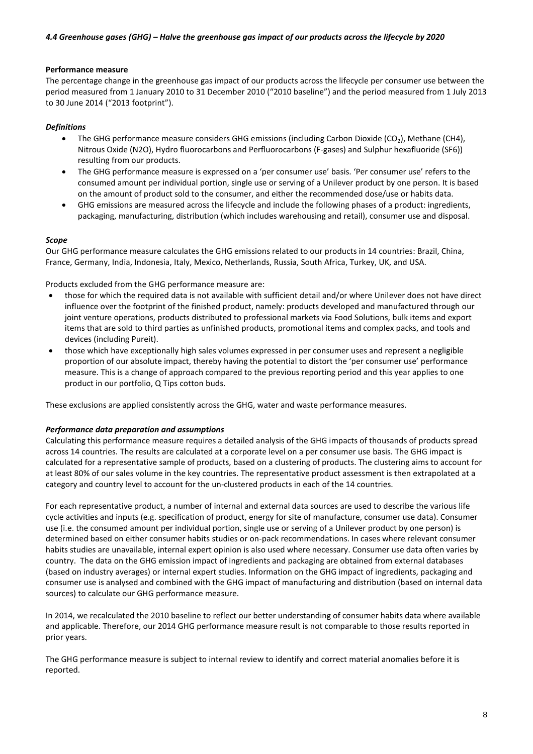#### *4.4 Greenhouse gases (GHG) – Halve the greenhouse gas impact of our products across the lifecycle by 2020*

**Performance measure**

The percentage change in the greenhouse gas impact of our products across the lifecycle per consumer use between the period measured from 1 January 2010 to 31 December 2010 ("2010 baseline") and the period measured from 1 July 2013 to 30 June 2014 ("2013 footprint").

***Definitions***

- The GHG performance measure considers GHG emissions (including Carbon Dioxide ($CO_2$), Methane (CH4), Nitrous Oxide (N2O), Hydro fluorocarbons and Perfluorocarbons (F-gases) and Sulphur hexafluoride (SF6)) resulting from our products.
- The GHG performance measure is expressed on a 'per consumer use' basis. 'Per consumer use' refers to the consumed amount per individual portion, single use or serving of a Unilever product by one person. It is based on the amount of product sold to the consumer, and either the recommended dose/use or habits data.
- GHG emissions are measured across the lifecycle and include the following phases of a product: ingredients, packaging, manufacturing, distribution (which includes warehousing and retail), consumer use and disposal.

***Scope***

Our GHG performance measure calculates the GHG emissions related to our products in 14 countries: Brazil, China, France, Germany, India, Indonesia, Italy, Mexico, Netherlands, Russia, South Africa, Turkey, UK, and USA.

Products excluded from the GHG performance measure are:

- those for which the required data is not available with sufficient detail and/or where Unilever does not have direct influence over the footprint of the finished product, namely: products developed and manufactured through our joint venture operations, products distributed to professional markets via Food Solutions, bulk items and export items that are sold to third parties as unfinished products, promotional items and complex packs, and tools and devices (including Pureit).
- those which have exceptionally high sales volumes expressed in per consumer uses and represent a negligible proportion of our absolute impact, thereby having the potential to distort the 'per consumer use' performance measure. This is a change of approach compared to the previous reporting period and this year applies to one product in our portfolio, Q Tips cotton buds.

These exclusions are applied consistently across the GHG, water and waste performance measures.

***Performance data preparation and assumptions***

Calculating this performance measure requires a detailed analysis of the GHG impacts of thousands of products spread across 14 countries. The results are calculated at a corporate level on a per consumer use basis. The GHG impact is calculated for a representative sample of products, based on a clustering of products. The clustering aims to account for at least 80% of our sales volume in the key countries. The representative product assessment is then extrapolated at a category and country level to account for the un-clustered products in each of the 14 countries.

For each representative product, a number of internal and external data sources are used to describe the various life cycle activities and inputs (e.g. specification of product, energy for site of manufacture, consumer use data). Consumer use (i.e. the consumed amount per individual portion, single use or serving of a Unilever product by one person) is determined based on either consumer habits studies or on-pack recommendations. In cases where relevant consumer habits studies are unavailable, internal expert opinion is also used where necessary. Consumer use data often varies by country. The data on the GHG emission impact of ingredients and packaging are obtained from external databases (based on industry averages) or internal expert studies. Information on the GHG impact of ingredients, packaging and consumer use is analysed and combined with the GHG impact of manufacturing and distribution (based on internal data sources) to calculate our GHG performance measure.

In 2014, we recalculated the 2010 baseline to reflect our better understanding of consumer habits data where available and applicable. Therefore, our 2014 GHG performance measure result is not comparable to those results reported in prior years.

The GHG performance measure is subject to internal review to identify and correct material anomalies before it is reported.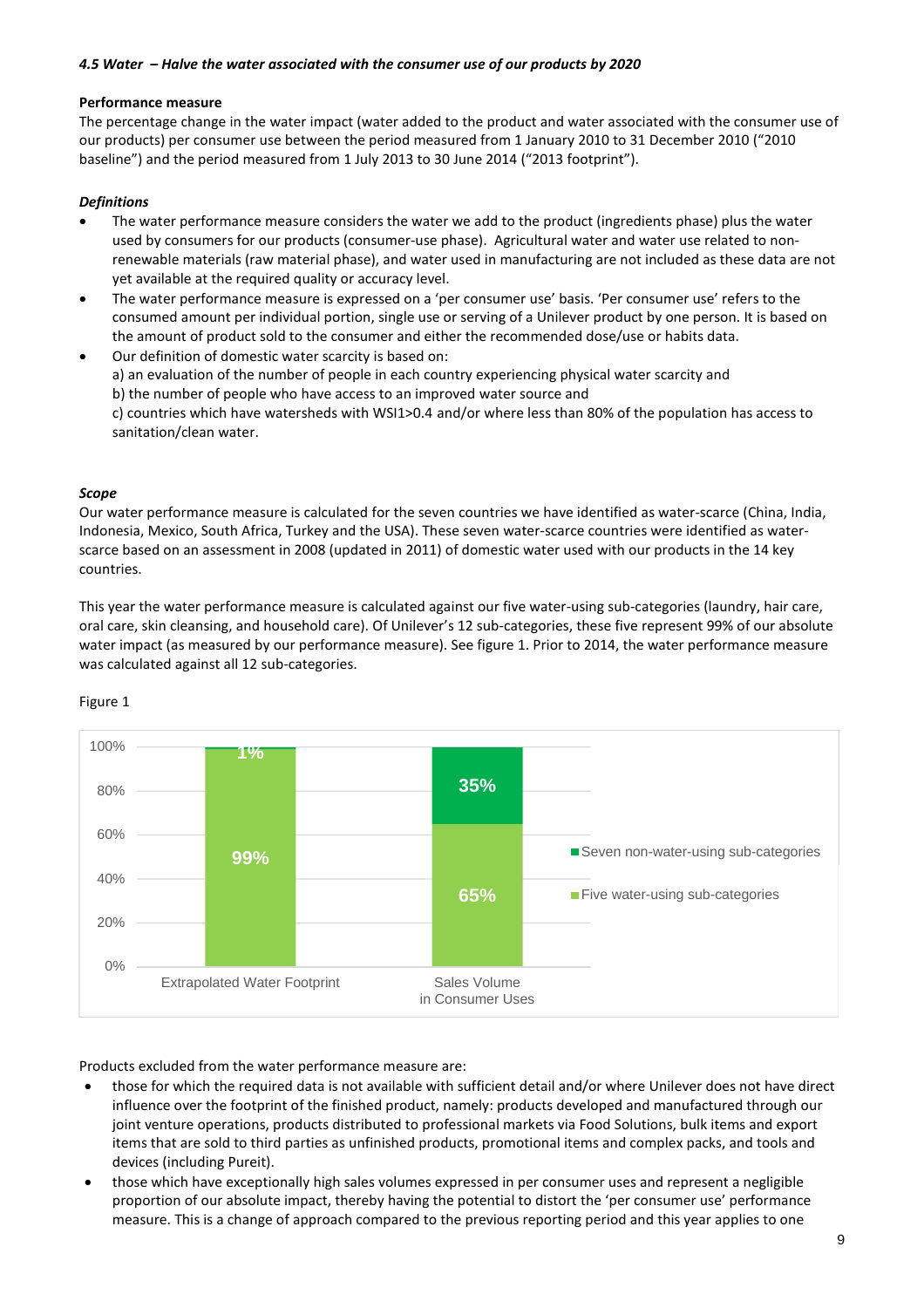*4.5 Water – Halve the water associated with the consumer use of our products by 2020*

**Performance measure**

The percentage change in the water impact (water added to the product and water associated with the consumer use of our products) per consumer use between the period measured from 1 January 2010 to 31 December 2010 ("2010 baseline") and the period measured from 1 July 2013 to 30 June 2014 ("2013 footprint").

***Definitions***

- The water performance measure considers the water we add to the product (ingredients phase) plus the water used by consumers for our products (consumer-use phase). Agricultural water and water use related to non-renewable materials (raw material phase), and water used in manufacturing are not included as these data are not yet available at the required quality or accuracy level.
- The water performance measure is expressed on a 'per consumer use' basis. 'Per consumer use' refers to the consumed amount per individual portion, single use or serving of a Unilever product by one person. It is based on the amount of product sold to the consumer and either the recommended dose/use or habits data.
- Our definition of domestic water scarcity is based on:
  a) an evaluation of the number of people in each country experiencing physical water scarcity and
  b) the number of people who have access to an improved water source and
  c) countries which have watersheds with WSI1>0.4 and/or where less than 80% of the population has access to sanitation/clean water.

***Scope***

Our water performance measure is calculated for the seven countries we have identified as water-scarce (China, India, Indonesia, Mexico, South Africa, Turkey and the USA). These seven water-scarce countries were identified as water-scarce based on an assessment in 2008 (updated in 2011) of domestic water used with our products in the 14 key countries.

This year the water performance measure is calculated against our five water-using sub-categories (laundry, hair care, oral care, skin cleansing, and household care). Of Unilever's 12 sub-categories, these five represent 99% of our absolute water impact (as measured by our performance measure). See figure 1. Prior to 2014, the water performance measure was calculated against all 12 sub-categories.

Figure 1

| | Extrapolated Water Footprint | Sales Volume in Consumer Uses |
|---|---|---|
| Seven non-water-using sub-categories | 1% | 35% |
| Five water-using sub-categories | 99% | 65% |

Products excluded from the water performance measure are:

- those for which the required data is not available with sufficient detail and/or where Unilever does not have direct influence over the footprint of the finished product, namely: products developed and manufactured through our joint venture operations, products distributed to professional markets via Food Solutions, bulk items and export items that are sold to third parties as unfinished products, promotional items and complex packs, and tools and devices (including Pureit).
- those which have exceptionally high sales volumes expressed in per consumer uses and represent a negligible proportion of our absolute impact, thereby having the potential to distort the 'per consumer use' performance measure. This is a change of approach compared to the previous reporting period and this year applies to one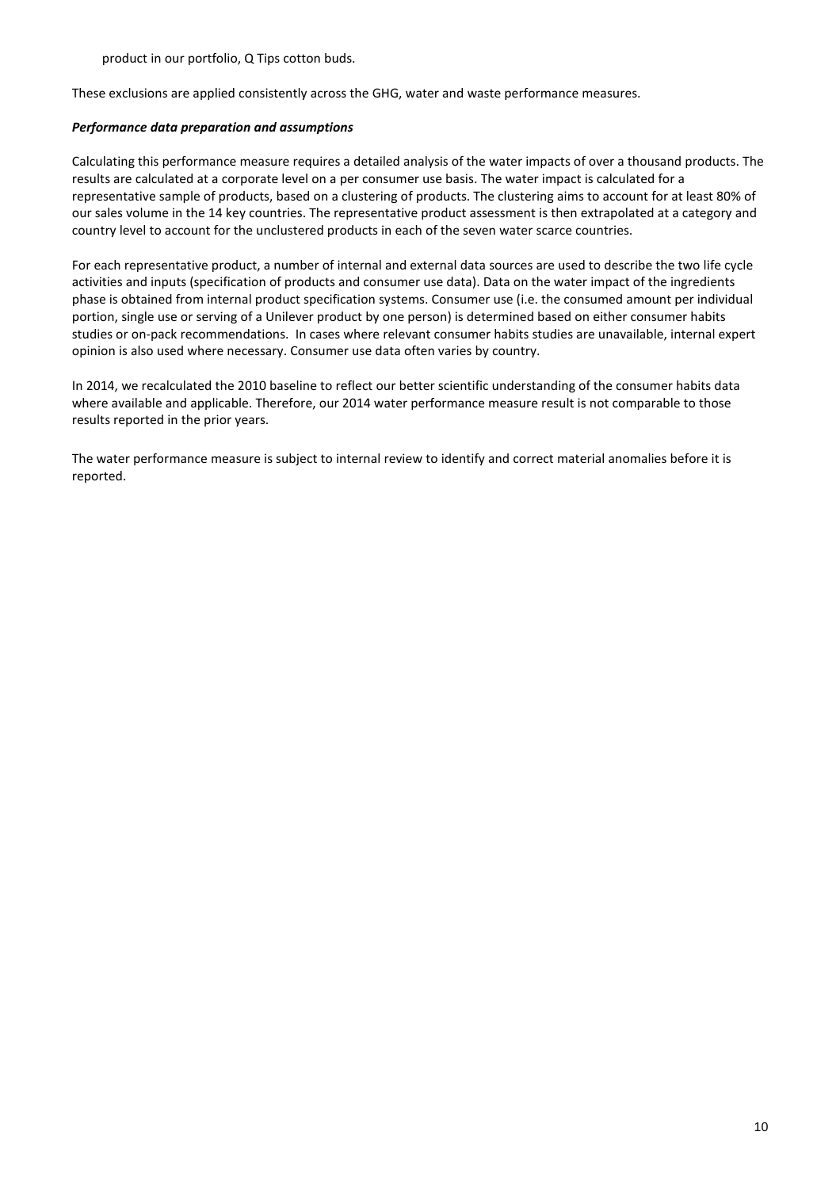product in our portfolio, Q Tips cotton buds.

These exclusions are applied consistently across the GHG, water and waste performance measures.

***Performance data preparation and assumptions***

Calculating this performance measure requires a detailed analysis of the water impacts of over a thousand products. The results are calculated at a corporate level on a per consumer use basis. The water impact is calculated for a representative sample of products, based on a clustering of products. The clustering aims to account for at least 80% of our sales volume in the 14 key countries. The representative product assessment is then extrapolated at a category and country level to account for the unclustered products in each of the seven water scarce countries.

For each representative product, a number of internal and external data sources are used to describe the two life cycle activities and inputs (specification of products and consumer use data). Data on the water impact of the ingredients phase is obtained from internal product specification systems. Consumer use (i.e. the consumed amount per individual portion, single use or serving of a Unilever product by one person) is determined based on either consumer habits studies or on-pack recommendations. In cases where relevant consumer habits studies are unavailable, internal expert opinion is also used where necessary. Consumer use data often varies by country.

In 2014, we recalculated the 2010 baseline to reflect our better scientific understanding of the consumer habits data where available and applicable. Therefore, our 2014 water performance measure result is not comparable to those results reported in the prior years.

The water performance measure is subject to internal review to identify and correct material anomalies before it is reported.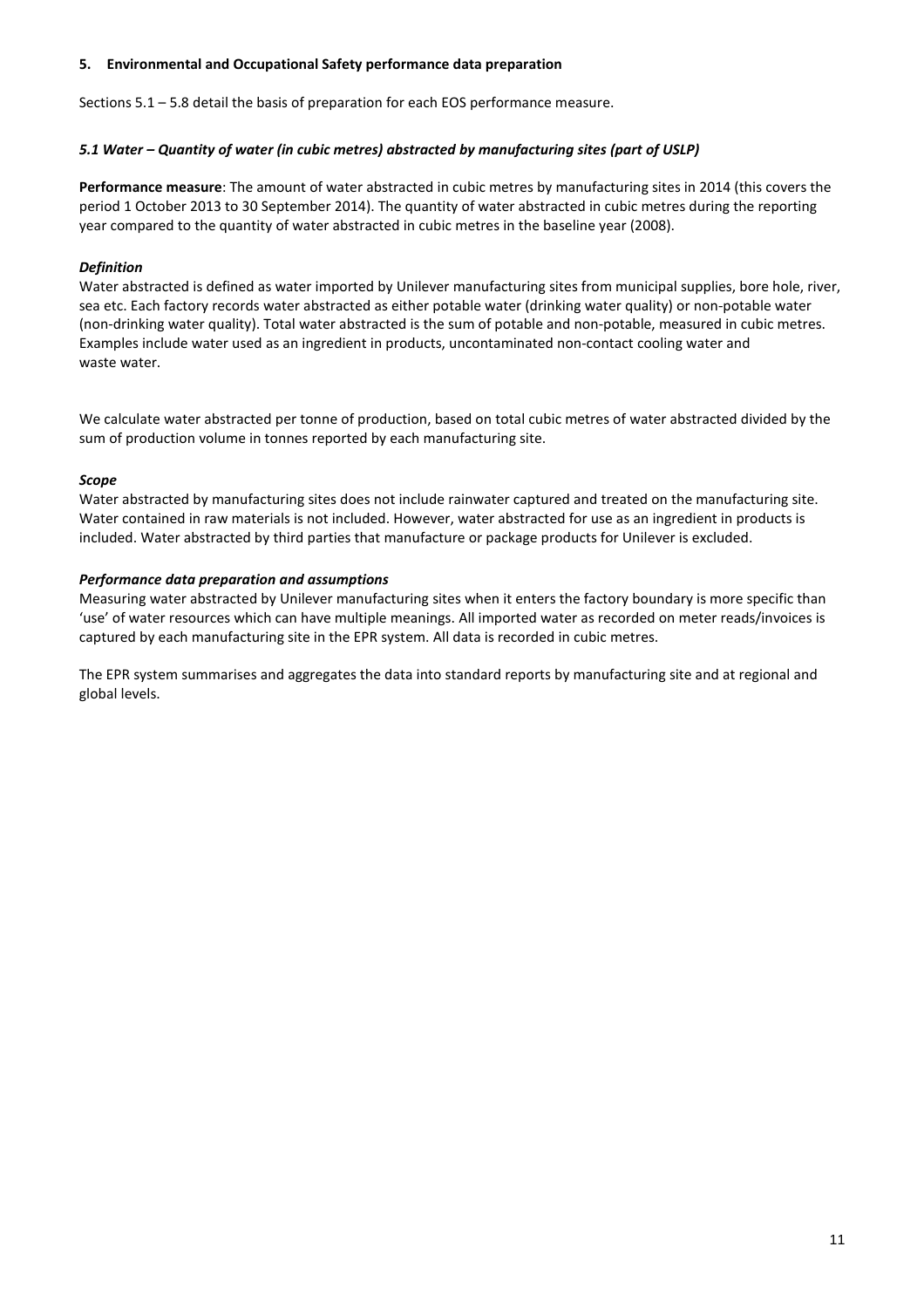## 5. Environmental and Occupational Safety performance data preparation

Sections 5.1 – 5.8 detail the basis of preparation for each EOS performance measure.

### *5.1 Water – Quantity of water (in cubic metres) abstracted by manufacturing sites (part of USLP)*

**Performance measure**: The amount of water abstracted in cubic metres by manufacturing sites in 2014 (this covers the period 1 October 2013 to 30 September 2014). The quantity of water abstracted in cubic metres during the reporting year compared to the quantity of water abstracted in cubic metres in the baseline year (2008).

#### *Definition*

Water abstracted is defined as water imported by Unilever manufacturing sites from municipal supplies, bore hole, river, sea etc. Each factory records water abstracted as either potable water (drinking water quality) or non-potable water (non-drinking water quality). Total water abstracted is the sum of potable and non-potable, measured in cubic metres. Examples include water used as an ingredient in products, uncontaminated non-contact cooling water and waste water.

We calculate water abstracted per tonne of production, based on total cubic metres of water abstracted divided by the sum of production volume in tonnes reported by each manufacturing site.

#### *Scope*

Water abstracted by manufacturing sites does not include rainwater captured and treated on the manufacturing site. Water contained in raw materials is not included. However, water abstracted for use as an ingredient in products is included. Water abstracted by third parties that manufacture or package products for Unilever is excluded.

#### *Performance data preparation and assumptions*

Measuring water abstracted by Unilever manufacturing sites when it enters the factory boundary is more specific than 'use' of water resources which can have multiple meanings. All imported water as recorded on meter reads/invoices is captured by each manufacturing site in the EPR system. All data is recorded in cubic metres.

The EPR system summarises and aggregates the data into standard reports by manufacturing site and at regional and global levels.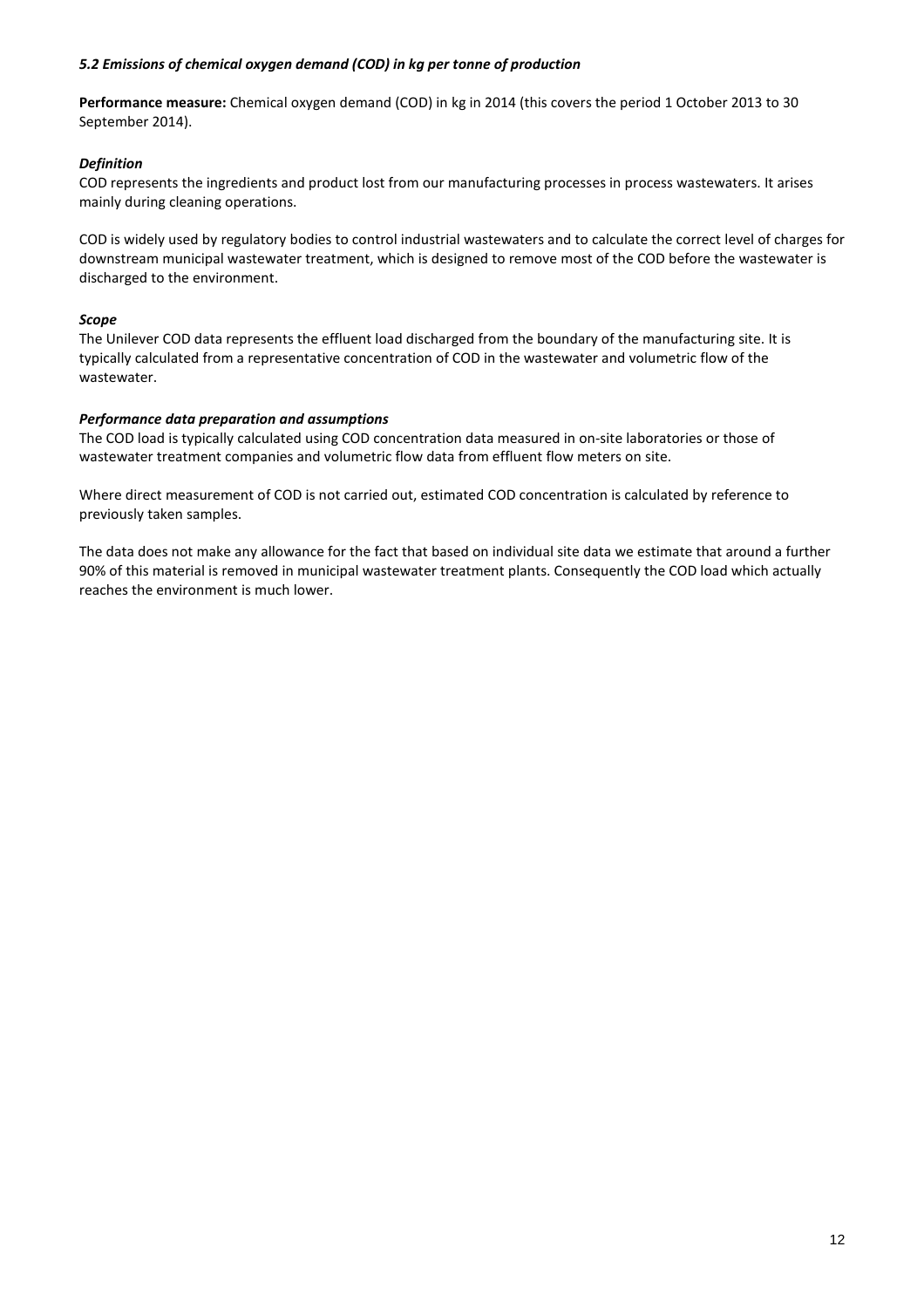### *5.2 Emissions of chemical oxygen demand (COD) in kg per tonne of production*

**Performance measure:** Chemical oxygen demand (COD) in kg in 2014 (this covers the period 1 October 2013 to 30 September 2014).

#### *Definition*

COD represents the ingredients and product lost from our manufacturing processes in process wastewaters. It arises mainly during cleaning operations.

COD is widely used by regulatory bodies to control industrial wastewaters and to calculate the correct level of charges for downstream municipal wastewater treatment, which is designed to remove most of the COD before the wastewater is discharged to the environment.

#### *Scope*

The Unilever COD data represents the effluent load discharged from the boundary of the manufacturing site. It is typically calculated from a representative concentration of COD in the wastewater and volumetric flow of the wastewater.

#### *Performance data preparation and assumptions*

The COD load is typically calculated using COD concentration data measured in on-site laboratories or those of wastewater treatment companies and volumetric flow data from effluent flow meters on site.

Where direct measurement of COD is not carried out, estimated COD concentration is calculated by reference to previously taken samples.

The data does not make any allowance for the fact that based on individual site data we estimate that around a further 90% of this material is removed in municipal wastewater treatment plants. Consequently the COD load which actually reaches the environment is much lower.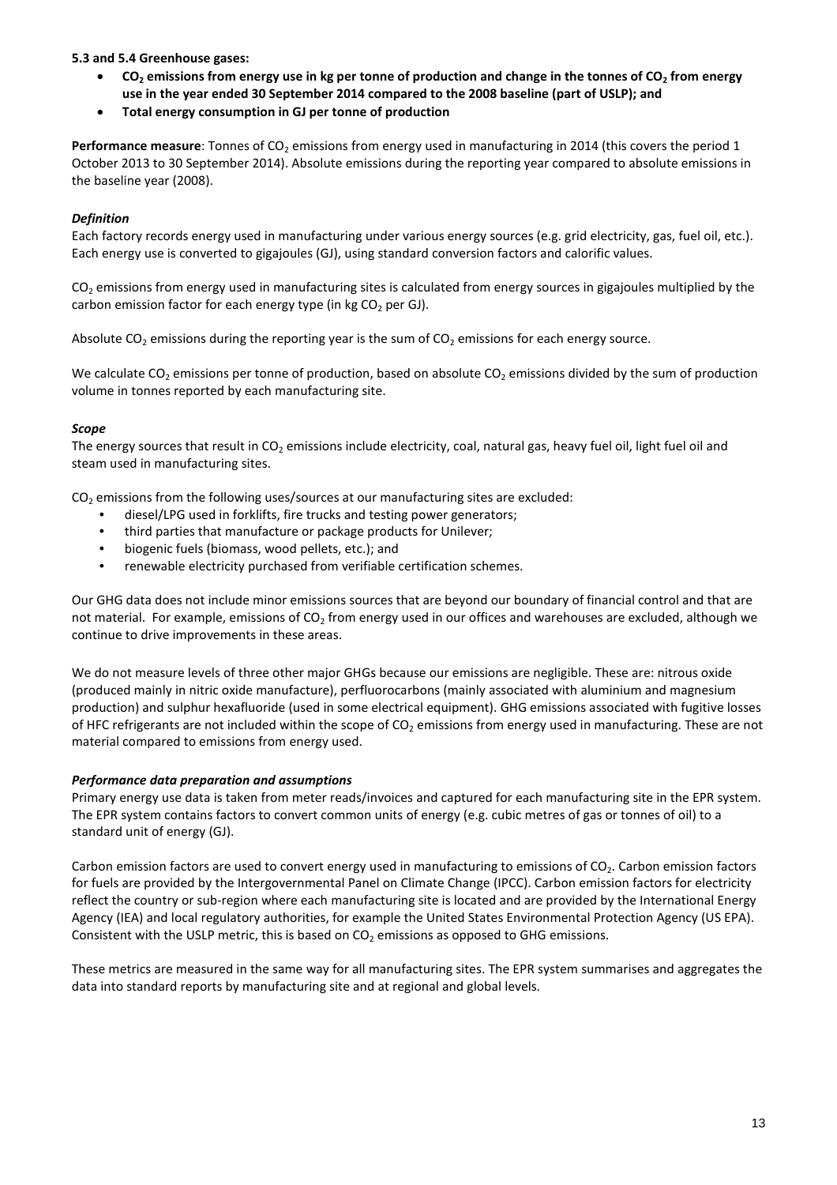**5.3 and 5.4 Greenhouse gases:**

- **$CO_2$ emissions from energy use in kg per tonne of production and change in the tonnes of $CO_2$ from energy use in the year ended 30 September 2014 compared to the 2008 baseline (part of USLP); and**
- **Total energy consumption in GJ per tonne of production**

**Performance measure**: Tonnes of $CO_2$ emissions from energy used in manufacturing in 2014 (this covers the period 1 October 2013 to 30 September 2014). Absolute emissions during the reporting year compared to absolute emissions in the baseline year (2008).

***Definition***

Each factory records energy used in manufacturing under various energy sources (e.g. grid electricity, gas, fuel oil, etc.). Each energy use is converted to gigajoules (GJ), using standard conversion factors and calorific values.

$CO_2$ emissions from energy used in manufacturing sites is calculated from energy sources in gigajoules multiplied by the carbon emission factor for each energy type (in kg $CO_2$ per GJ).

Absolute $CO_2$ emissions during the reporting year is the sum of $CO_2$ emissions for each energy source.

We calculate $CO_2$ emissions per tonne of production, based on absolute $CO_2$ emissions divided by the sum of production volume in tonnes reported by each manufacturing site.

***Scope***

The energy sources that result in $CO_2$ emissions include electricity, coal, natural gas, heavy fuel oil, light fuel oil and steam used in manufacturing sites.

$CO_2$ emissions from the following uses/sources at our manufacturing sites are excluded:

- diesel/LPG used in forklifts, fire trucks and testing power generators;
- third parties that manufacture or package products for Unilever;
- biogenic fuels (biomass, wood pellets, etc.); and
- renewable electricity purchased from verifiable certification schemes.

Our GHG data does not include minor emissions sources that are beyond our boundary of financial control and that are not material. For example, emissions of $CO_2$ from energy used in our offices and warehouses are excluded, although we continue to drive improvements in these areas.

We do not measure levels of three other major GHGs because our emissions are negligible. These are: nitrous oxide (produced mainly in nitric oxide manufacture), perfluorocarbons (mainly associated with aluminium and magnesium production) and sulphur hexafluoride (used in some electrical equipment). GHG emissions associated with fugitive losses of HFC refrigerants are not included within the scope of $CO_2$ emissions from energy used in manufacturing. These are not material compared to emissions from energy used.

***Performance data preparation and assumptions***

Primary energy use data is taken from meter reads/invoices and captured for each manufacturing site in the EPR system. The EPR system contains factors to convert common units of energy (e.g. cubic metres of gas or tonnes of oil) to a standard unit of energy (GJ).

Carbon emission factors are used to convert energy used in manufacturing to emissions of $CO_2$. Carbon emission factors for fuels are provided by the Intergovernmental Panel on Climate Change (IPCC). Carbon emission factors for electricity reflect the country or sub-region where each manufacturing site is located and are provided by the International Energy Agency (IEA) and local regulatory authorities, for example the United States Environmental Protection Agency (US EPA). Consistent with the USLP metric, this is based on $CO_2$ emissions as opposed to GHG emissions.

These metrics are measured in the same way for all manufacturing sites. The EPR system summarises and aggregates the data into standard reports by manufacturing site and at regional and global levels.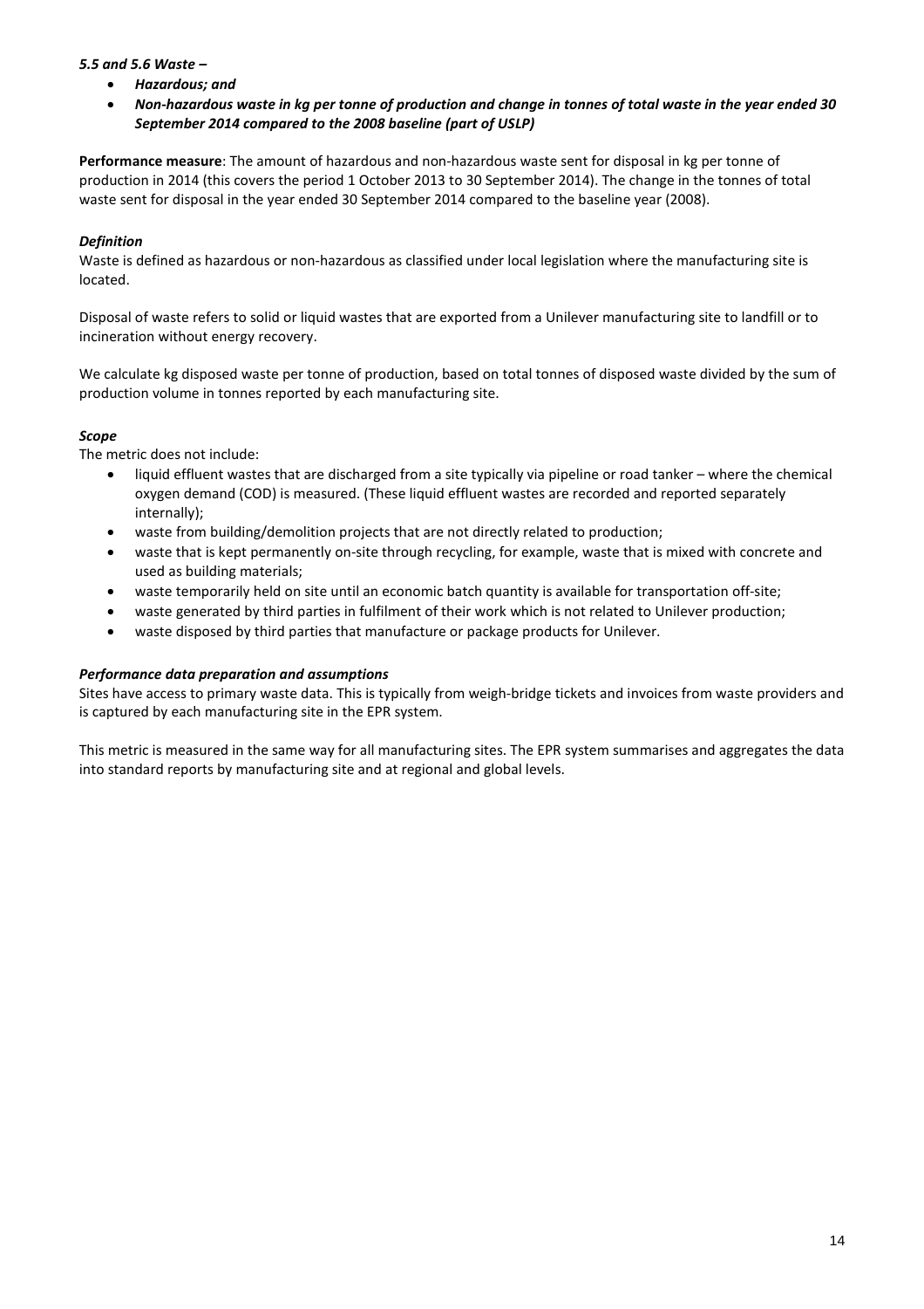***5.5 and 5.6 Waste –***

- ***Hazardous; and***
- ***Non-hazardous waste in kg per tonne of production and change in tonnes of total waste in the year ended 30 September 2014 compared to the 2008 baseline (part of USLP)***

**Performance measure**: The amount of hazardous and non-hazardous waste sent for disposal in kg per tonne of production in 2014 (this covers the period 1 October 2013 to 30 September 2014). The change in the tonnes of total waste sent for disposal in the year ended 30 September 2014 compared to the baseline year (2008).

***Definition***

Waste is defined as hazardous or non-hazardous as classified under local legislation where the manufacturing site is located.

Disposal of waste refers to solid or liquid wastes that are exported from a Unilever manufacturing site to landfill or to incineration without energy recovery.

We calculate kg disposed waste per tonne of production, based on total tonnes of disposed waste divided by the sum of production volume in tonnes reported by each manufacturing site.

***Scope***

The metric does not include:

- liquid effluent wastes that are discharged from a site typically via pipeline or road tanker – where the chemical oxygen demand (COD) is measured. (These liquid effluent wastes are recorded and reported separately internally);
- waste from building/demolition projects that are not directly related to production;
- waste that is kept permanently on-site through recycling, for example, waste that is mixed with concrete and used as building materials;
- waste temporarily held on site until an economic batch quantity is available for transportation off-site;
- waste generated by third parties in fulfilment of their work which is not related to Unilever production;
- waste disposed by third parties that manufacture or package products for Unilever.

***Performance data preparation and assumptions***

Sites have access to primary waste data. This is typically from weigh-bridge tickets and invoices from waste providers and is captured by each manufacturing site in the EPR system.

This metric is measured in the same way for all manufacturing sites. The EPR system summarises and aggregates the data into standard reports by manufacturing site and at regional and global levels.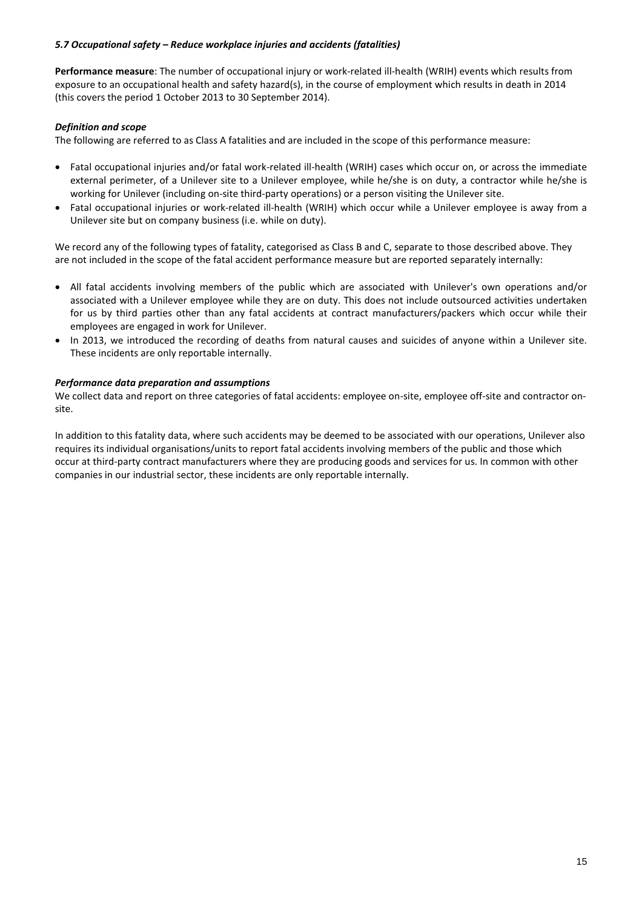### *5.7 Occupational safety – Reduce workplace injuries and accidents (fatalities)*

**Performance measure**: The number of occupational injury or work-related ill-health (WRIH) events which results from exposure to an occupational health and safety hazard(s), in the course of employment which results in death in 2014 (this covers the period 1 October 2013 to 30 September 2014).

#### *Definition and scope*

The following are referred to as Class A fatalities and are included in the scope of this performance measure:

- Fatal occupational injuries and/or fatal work-related ill-health (WRIH) cases which occur on, or across the immediate external perimeter, of a Unilever site to a Unilever employee, while he/she is on duty, a contractor while he/she is working for Unilever (including on-site third-party operations) or a person visiting the Unilever site.
- Fatal occupational injuries or work-related ill-health (WRIH) which occur while a Unilever employee is away from a Unilever site but on company business (i.e. while on duty).

We record any of the following types of fatality, categorised as Class B and C, separate to those described above. They are not included in the scope of the fatal accident performance measure but are reported separately internally:

- All fatal accidents involving members of the public which are associated with Unilever's own operations and/or associated with a Unilever employee while they are on duty. This does not include outsourced activities undertaken for us by third parties other than any fatal accidents at contract manufacturers/packers which occur while their employees are engaged in work for Unilever.
- In 2013, we introduced the recording of deaths from natural causes and suicides of anyone within a Unilever site. These incidents are only reportable internally.

#### *Performance data preparation and assumptions*

We collect data and report on three categories of fatal accidents: employee on-site, employee off-site and contractor on-site.

In addition to this fatality data, where such accidents may be deemed to be associated with our operations, Unilever also requires its individual organisations/units to report fatal accidents involving members of the public and those which occur at third-party contract manufacturers where they are producing goods and services for us. In common with other companies in our industrial sector, these incidents are only reportable internally.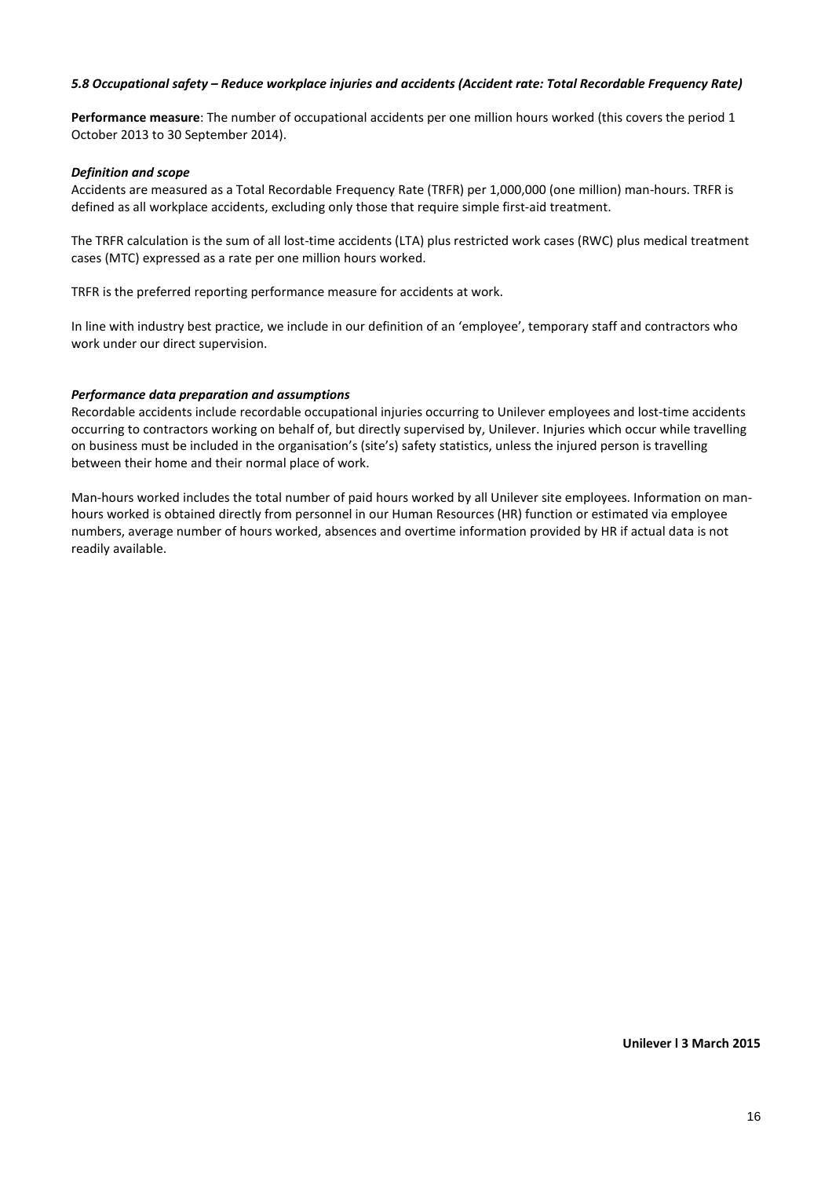### *5.8 Occupational safety – Reduce workplace injuries and accidents (Accident rate: Total Recordable Frequency Rate)*

**Performance measure**: The number of occupational accidents per one million hours worked (this covers the period 1 October 2013 to 30 September 2014).

***Definition and scope***

Accidents are measured as a Total Recordable Frequency Rate (TRFR) per 1,000,000 (one million) man-hours. TRFR is defined as all workplace accidents, excluding only those that require simple first-aid treatment.

The TRFR calculation is the sum of all lost-time accidents (LTA) plus restricted work cases (RWC) plus medical treatment cases (MTC) expressed as a rate per one million hours worked.

TRFR is the preferred reporting performance measure for accidents at work.

In line with industry best practice, we include in our definition of an 'employee', temporary staff and contractors who work under our direct supervision.

***Performance data preparation and assumptions***

Recordable accidents include recordable occupational injuries occurring to Unilever employees and lost-time accidents occurring to contractors working on behalf of, but directly supervised by, Unilever. Injuries which occur while travelling on business must be included in the organisation's (site's) safety statistics, unless the injured person is travelling between their home and their normal place of work.

Man-hours worked includes the total number of paid hours worked by all Unilever site employees. Information on man-hours worked is obtained directly from personnel in our Human Resources (HR) function or estimated via employee numbers, average number of hours worked, absences and overtime information provided by HR if actual data is not readily available.